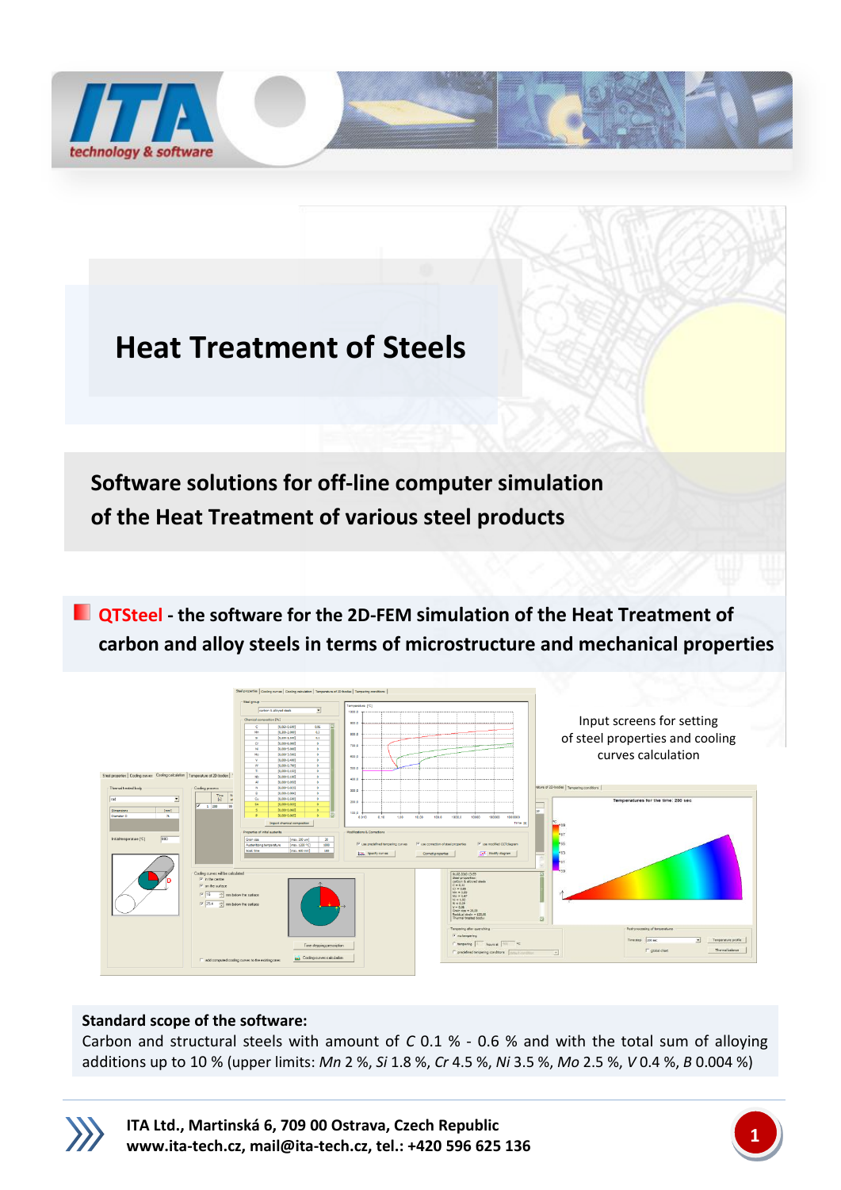ITA technology & software

# Heat Treatment of Steels

## Software solutions for off-line computer simulation of the Heat Treatment of various steel products

### QTSteel - the software for the 2D-FEM simulation of the Heat Treatment of carbon and alloy steels in terms of microstructure and mechanical properties

Input screens for setting of steel properties and cooling curves calculation

**Standard scope of the software:**

Carbon and structural steels with amount of *C* 0.1 % - 0.6 % and with the total sum of alloying additions up to 10 % (upper limits: *Mn* 2 %, *Si* 1.8 %, *Cr* 4.5 %, *Ni* 3.5 %, *Mo* 2.5 %, *V* 0.4 %, *B* 0.004 %)

**ITA Ltd., Martinská 6, 709 00 Ostrava, Czech Republic**
**www.ita-tech.cz, mail@ita-tech.cz, tel.: +420 596 625 136**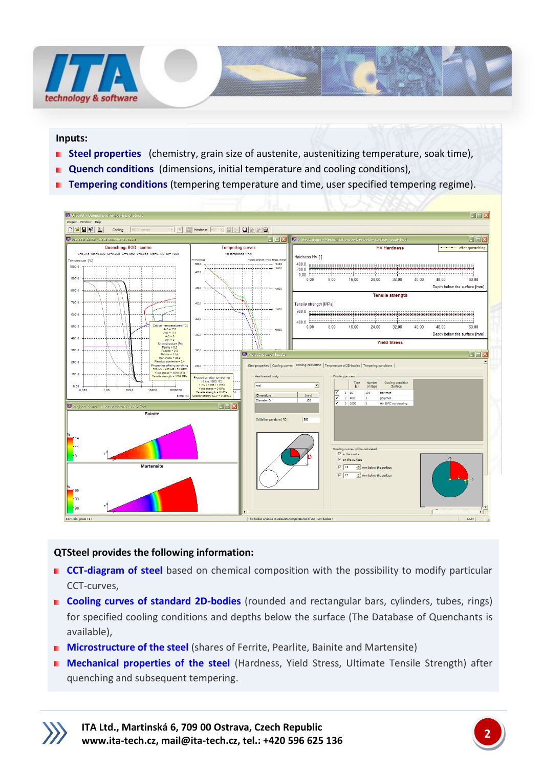**Inputs:**

- **Steel properties** (chemistry, grain size of austenite, austenitizing temperature, soak time),
- **Quench conditions** (dimensions, initial temperature and cooling conditions),
- **Tempering conditions** (tempering temperature and time, user specified tempering regime).

**QTSteel provides the following information:**

- **CCT-diagram of steel** based on chemical composition with the possibility to modify particular CCT-curves,
- **Cooling curves of standard 2D-bodies** (rounded and rectangular bars, cylinders, tubes, rings) for specified cooling conditions and depths below the surface (The Database of Quenchants is available),
- **Microstructure of the steel** (shares of Ferrite, Pearlite, Bainite and Martensite)
- **Mechanical properties of the steel** (Hardness, Yield Stress, Ultimate Tensile Strength) after quenching and subsequent tempering.

**ITA Ltd., Martinská 6, 709 00 Ostrava, Czech Republic**
**www.ita-tech.cz, mail@ita-tech.cz, tel.: +420 596 625 136**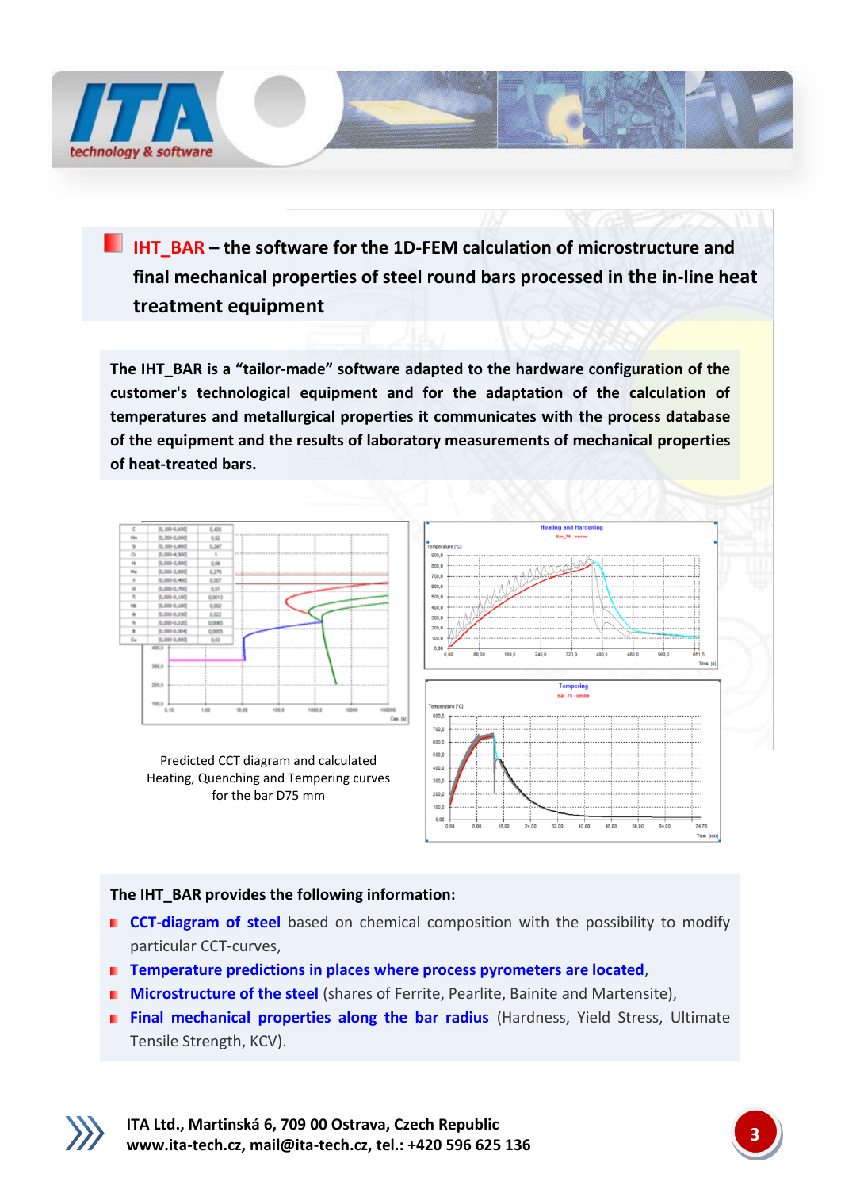## IHT_BAR – the software for the 1D-FEM calculation of microstructure and final mechanical properties of steel round bars processed in the in-line heat treatment equipment

**The IHT_BAR is a "tailor-made" software adapted to the hardware configuration of the customer's technological equipment and for the adaptation of the calculation of temperatures and metallurgical properties it communicates with the process database of the equipment and the results of laboratory measurements of mechanical properties of heat-treated bars.**

Predicted CCT diagram and calculated Heating, Quenching and Tempering curves for the bar D75 mm

**The IHT_BAR provides the following information:**

- **CCT-diagram of steel** based on chemical composition with the possibility to modify particular CCT-curves,
- **Temperature predictions in places where process pyrometers are located**,
- **Microstructure of the steel** (shares of Ferrite, Pearlite, Bainite and Martensite),
- **Final mechanical properties along the bar radius** (Hardness, Yield Stress, Ultimate Tensile Strength, KCV).

**ITA Ltd., Martinská 6, 709 00 Ostrava, Czech Republic**
**www.ita-tech.cz, mail@ita-tech.cz, tel.: +420 596 625 136**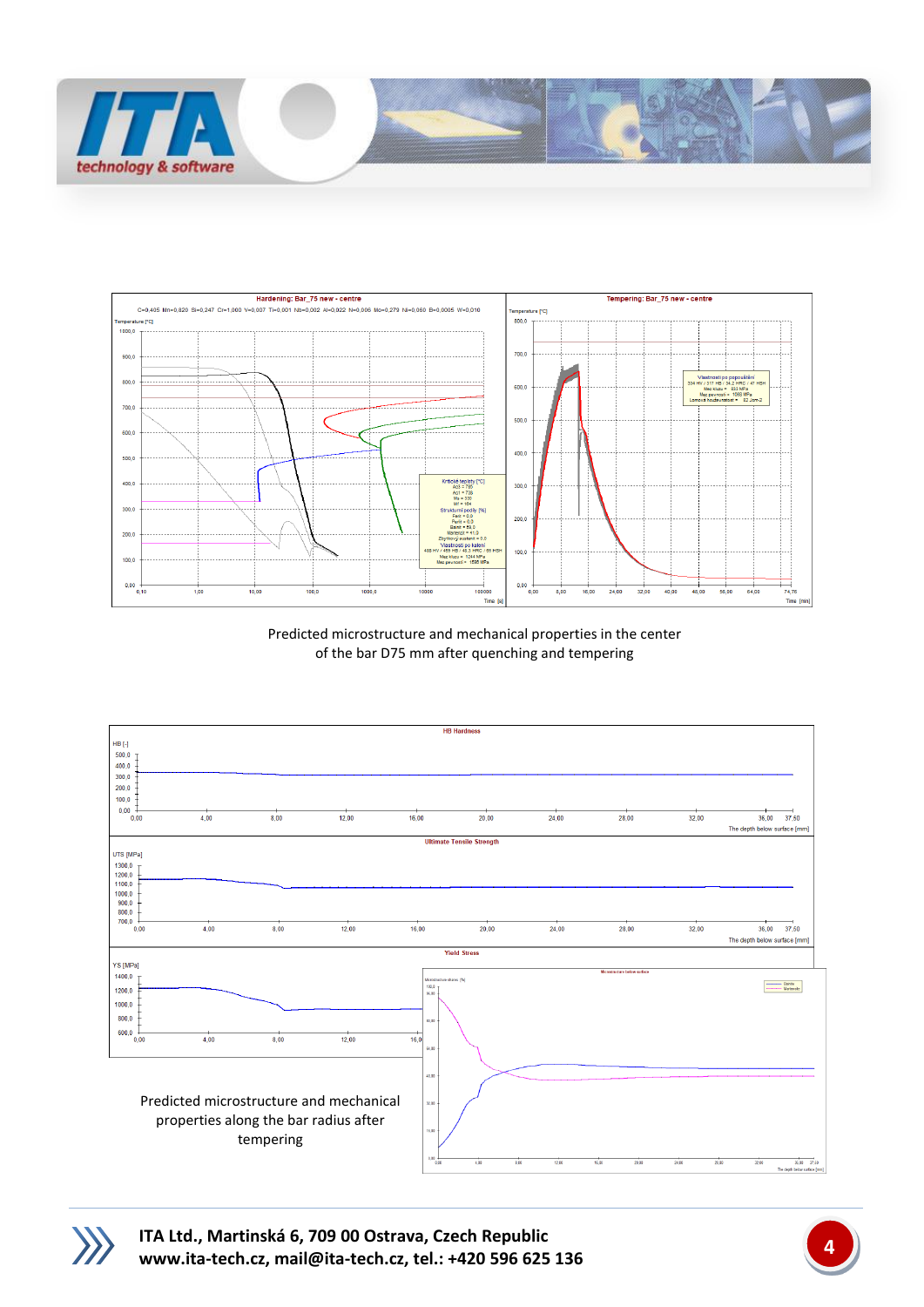Hardening: Bar_75 new - centre

C=0,405 Mn=0,820 Si=0,247 Cr=1,000 V=0,007 Ti=0,001 Nb=0,002 Al=0,022 N=0,006 Mo=0,279 Ni=0,060 B=0,0005 W=0,010

Temperature [°C]

1000,0
900,0
800,0
700,0
600,0
500,0
400,0
300,0
200,0
100,0
0,00

0,10 1,00 10,00 100,0 1000,0 10000 100000

Time [s]

Kritické teploty [°C]
Ac3 = 795
Ac1 = 738
Ms = 330
Mf = 164
Strukturní podíly [%]
Ferit = 0,0
Perlit = 0,0
Bainit = 59,0
Martenzit = 41,0
Zbytkový austenit = 0,0
Vlastnosti po kalení
488 HV / 458 HB / 48,3 HRC / 66 HSH
Mez kluzu = 1244 MPa
Mez pevnosti = 1536 MPa

Tempering: Bar_75 new - centre

Temperature [°C]

800,0
700,0
600,0
500,0
400,0
300,0
200,0
100,0
0,00

0,00 8,00 16,00 24,00 32,00 40,00 48,00 56,00 64,00 74,76

Time [min]

Vlastnosti po popouštění
334 HV / 317 HB / 34,2 HRC / 47 HSH
Mez kluzu = 933 MPa
Mez pevnosti = 1088 MPa
Lomová houževnatost = 82 J/cm-2

Predicted microstructure and mechanical properties in the center of the bar D75 mm after quenching and tempering

HB Hardness

HB [-]

500,0
400,0
300,0
200,0
100,0
0,00

0,00 4,00 8,00 12,00 16,00 20,00 24,00 28,00 32,00 36,00 37,50

The depth below surface [mm]

Ultimate Tensile Strength

UTS [MPa]

1300,0
1200,0
1100,0
1000,0
900,0
800,0
700,0

0,00 4,00 8,00 12,00 16,00 20,00 24,00 28,00 32,00 36,00 37,50

The depth below surface [mm]

Yield Stress

YS [MPa]

1400,0
1200,0
1000,0
800,0
600,0

0,00 4,00 8,00 12,00 16,0

Microstructure below surface

Microstructure shares [%]

Bainite
Martensite

The depth below surface [mm]

Predicted microstructure and mechanical properties along the bar radius after tempering

**ITA Ltd., Martinská 6, 709 00 Ostrava, Czech Republic**
**www.ita-tech.cz, mail@ita-tech.cz, tel.: +420 596 625 136**